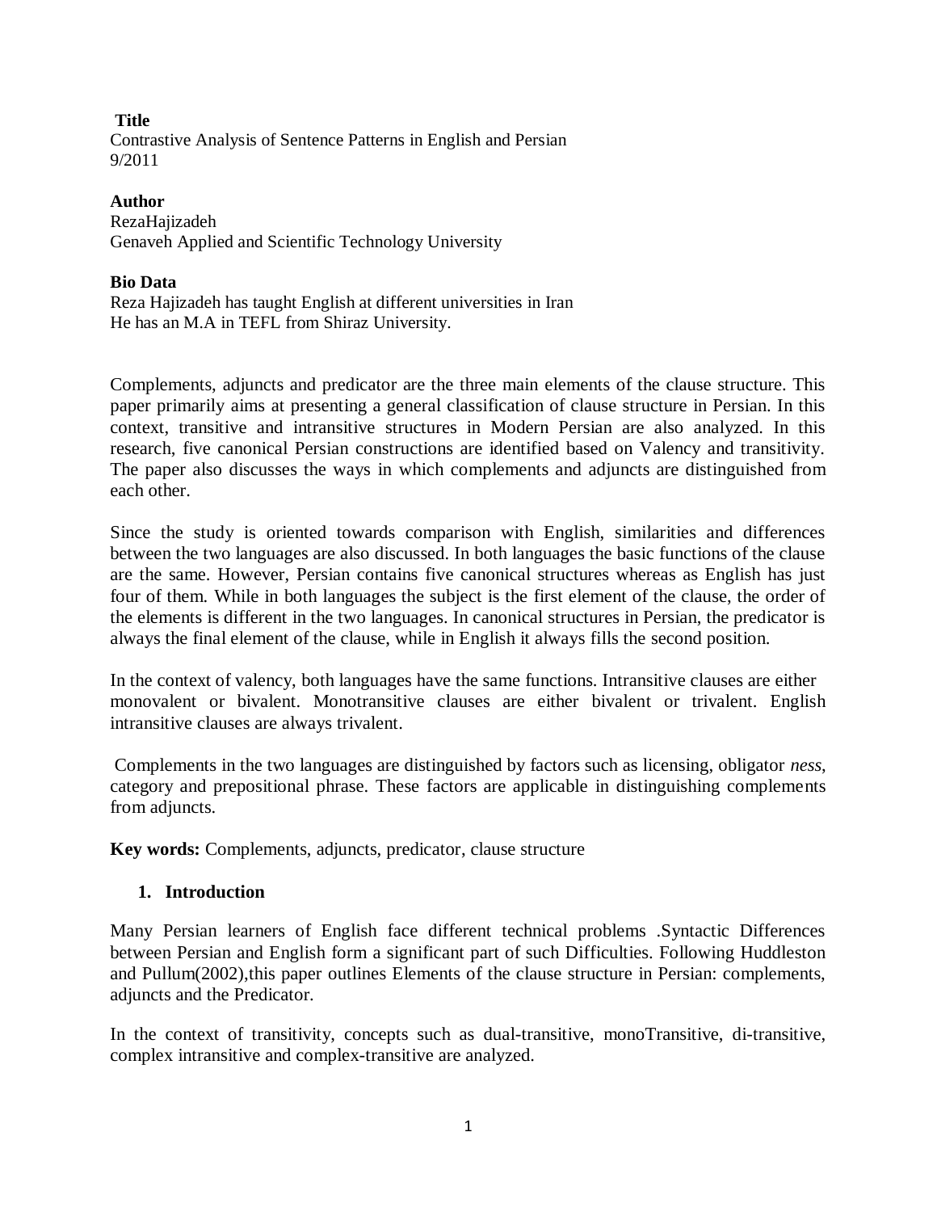**Title**
Contrastive Analysis of Sentence Patterns in English and Persian
9/2011

**Author**
RezaHajizadeh
Genaveh Applied and Scientific Technology University

**Bio Data**
Reza Hajizadeh has taught English at different universities in Iran
He has an M.A in TEFL from Shiraz University.

Complements, adjuncts and predicator are the three main elements of the clause structure. This paper primarily aims at presenting a general classification of clause structure in Persian. In this context, transitive and intransitive structures in Modern Persian are also analyzed. In this research, five canonical Persian constructions are identified based on Valency and transitivity. The paper also discusses the ways in which complements and adjuncts are distinguished from each other.

Since the study is oriented towards comparison with English, similarities and differences between the two languages are also discussed. In both languages the basic functions of the clause are the same. However, Persian contains five canonical structures whereas as English has just four of them. While in both languages the subject is the first element of the clause, the order of the elements is different in the two languages. In canonical structures in Persian, the predicator is always the final element of the clause, while in English it always fills the second position.

In the context of valency, both languages have the same functions. Intransitive clauses are either monovalent or bivalent. Monotransitive clauses are either bivalent or trivalent. English intransitive clauses are always trivalent.

Complements in the two languages are distinguished by factors such as licensing, obligator *ness*, category and prepositional phrase. These factors are applicable in distinguishing complements from adjuncts.

**Key words:** Complements, adjuncts, predicator, clause structure

## 1. Introduction

Many Persian learners of English face different technical problems .Syntactic Differences between Persian and English form a significant part of such Difficulties. Following Huddleston and Pullum(2002),this paper outlines Elements of the clause structure in Persian: complements, adjuncts and the Predicator.

In the context of transitivity, concepts such as dual-transitive, monoTransitive, di-transitive, complex intransitive and complex-transitive are analyzed.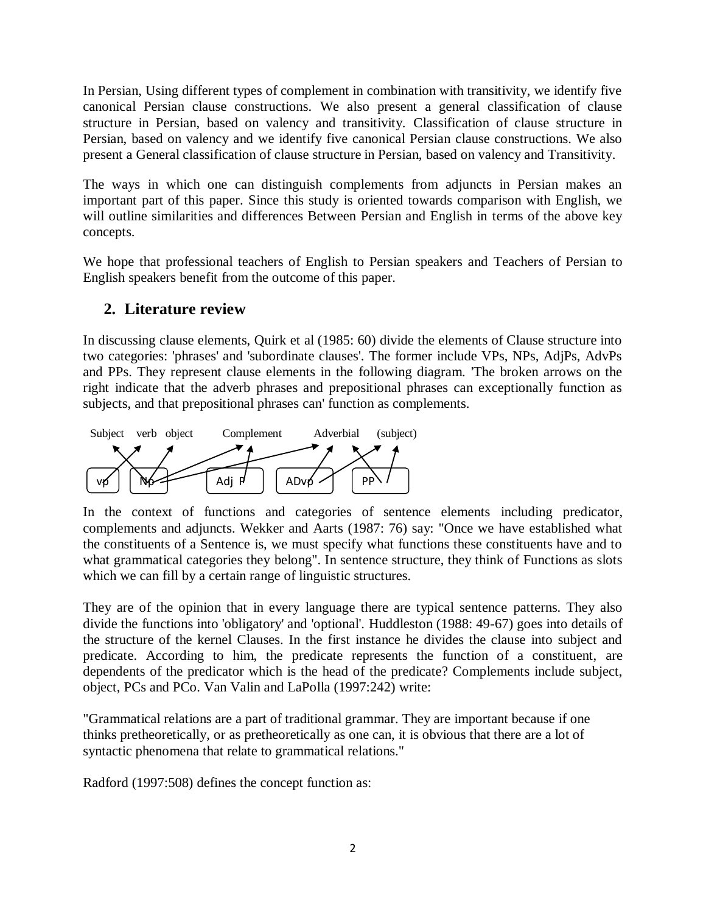In Persian, Using different types of complement in combination with transitivity, we identify five canonical Persian clause constructions. We also present a general classification of clause structure in Persian, based on valency and transitivity. Classification of clause structure in Persian, based on valency and we identify five canonical Persian clause constructions. We also present a General classification of clause structure in Persian, based on valency and Transitivity.

The ways in which one can distinguish complements from adjuncts in Persian makes an important part of this paper. Since this study is oriented towards comparison with English, we will outline similarities and differences Between Persian and English in terms of the above key concepts.

We hope that professional teachers of English to Persian speakers and Teachers of Persian to English speakers benefit from the outcome of this paper.

## 2. Literature review

In discussing clause elements, Quirk et al (1985: 60) divide the elements of Clause structure into two categories: 'phrases' and 'subordinate clauses'. The former include VPs, NPs, AdjPs, AdvPs and PPs. They represent clause elements in the following diagram. 'The broken arrows on the right indicate that the adverb phrases and prepositional phrases can exceptionally function as subjects, and that prepositional phrases can' function as complements.

Subject verb object Complement Adverbial (subject)

vp Np Adj P ADvp PP

In the context of functions and categories of sentence elements including predicator, complements and adjuncts. Wekker and Aarts (1987: 76) say: "Once we have established what the constituents of a Sentence is, we must specify what functions these constituents have and to what grammatical categories they belong". In sentence structure, they think of Functions as slots which we can fill by a certain range of linguistic structures.

They are of the opinion that in every language there are typical sentence patterns. They also divide the functions into 'obligatory' and 'optional'. Huddleston (1988: 49-67) goes into details of the structure of the kernel Clauses. In the first instance he divides the clause into subject and predicate. According to him, the predicate represents the function of a constituent, are dependents of the predicator which is the head of the predicate? Complements include subject, object, PCs and PCo. Van Valin and LaPolla (1997:242) write:

"Grammatical relations are a part of traditional grammar. They are important because if one thinks pretheoretically, or as pretheoretically as one can, it is obvious that there are a lot of syntactic phenomena that relate to grammatical relations."

Radford (1997:508) defines the concept function as: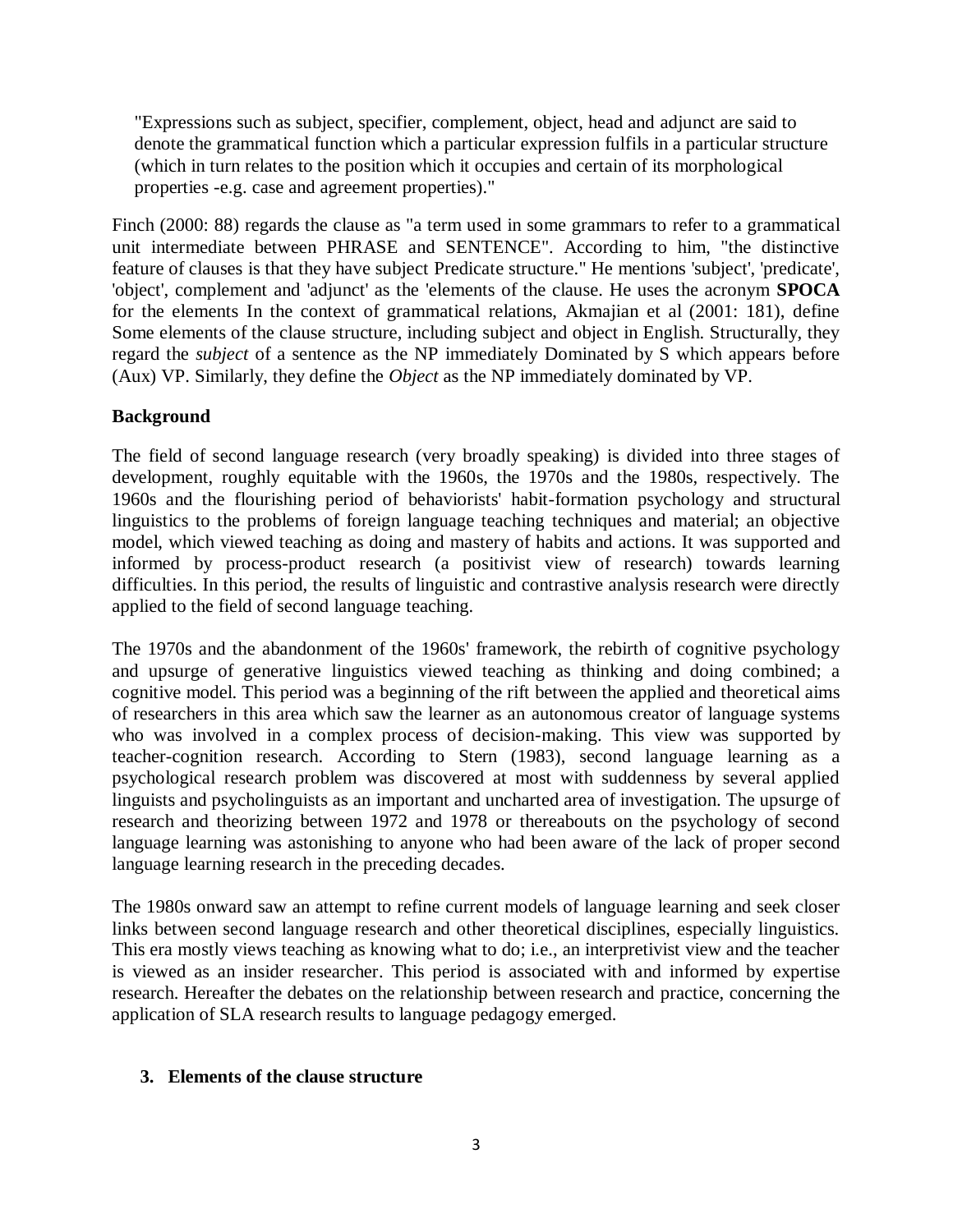> "Expressions such as subject, specifier, complement, object, head and adjunct are said to denote the grammatical function which a particular expression fulfils in a particular structure (which in turn relates to the position which it occupies and certain of its morphological properties -e.g. case and agreement properties)."

Finch (2000: 88) regards the clause as "a term used in some grammars to refer to a grammatical unit intermediate between PHRASE and SENTENCE". According to him, "the distinctive feature of clauses is that they have subject Predicate structure." He mentions 'subject', 'predicate', 'object', complement and 'adjunct' as the 'elements of the clause. He uses the acronym **SPOCA** for the elements In the context of grammatical relations, Akmajian et al (2001: 181), define Some elements of the clause structure, including subject and object in English. Structurally, they regard the *subject* of a sentence as the NP immediately Dominated by S which appears before (Aux) VP. Similarly, they define the *Object* as the NP immediately dominated by VP.

**Background**

The field of second language research (very broadly speaking) is divided into three stages of development, roughly equitable with the 1960s, the 1970s and the 1980s, respectively. The 1960s and the flourishing period of behaviorists' habit-formation psychology and structural linguistics to the problems of foreign language teaching techniques and material; an objective model, which viewed teaching as doing and mastery of habits and actions. It was supported and informed by process-product research (a positivist view of research) towards learning difficulties. In this period, the results of linguistic and contrastive analysis research were directly applied to the field of second language teaching.

The 1970s and the abandonment of the 1960s' framework, the rebirth of cognitive psychology and upsurge of generative linguistics viewed teaching as thinking and doing combined; a cognitive model. This period was a beginning of the rift between the applied and theoretical aims of researchers in this area which saw the learner as an autonomous creator of language systems who was involved in a complex process of decision-making. This view was supported by teacher-cognition research. According to Stern (1983), second language learning as a psychological research problem was discovered at most with suddenness by several applied linguists and psycholinguists as an important and uncharted area of investigation. The upsurge of research and theorizing between 1972 and 1978 or thereabouts on the psychology of second language learning was astonishing to anyone who had been aware of the lack of proper second language learning research in the preceding decades.

The 1980s onward saw an attempt to refine current models of language learning and seek closer links between second language research and other theoretical disciplines, especially linguistics. This era mostly views teaching as knowing what to do; i.e., an interpretivist view and the teacher is viewed as an insider researcher. This period is associated with and informed by expertise research. Hereafter the debates on the relationship between research and practice, concerning the application of SLA research results to language pedagogy emerged.

## 3. Elements of the clause structure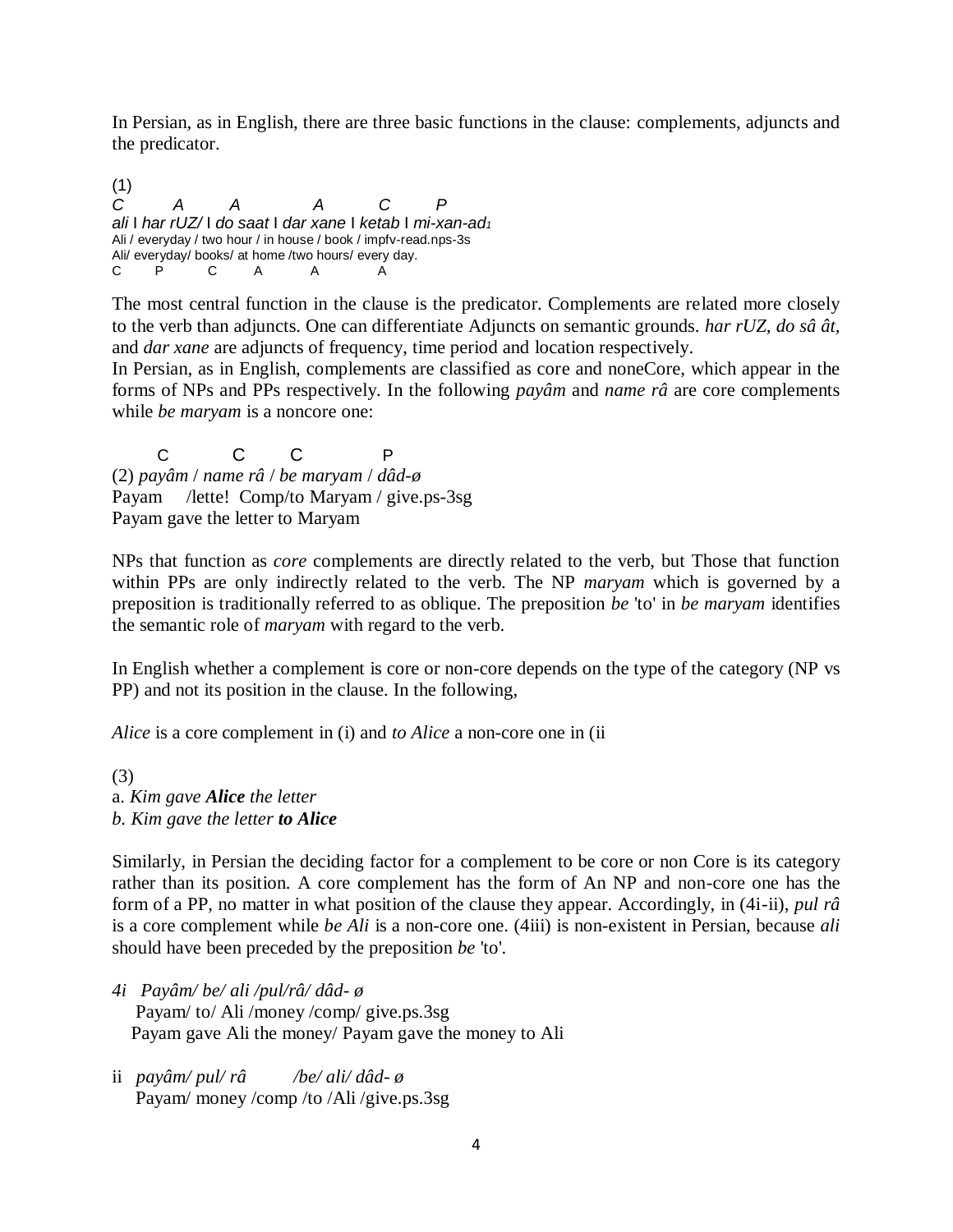In Persian, as in English, there are three basic functions in the clause: complements, adjuncts and the predicator.

(1)

*C A A A C P*

*ali* I *har rUZ/* I *do saat* I *dar xane* I *ketab* I *mi-xan-ad1*

Ali / everyday / two hour / in house / book / impfv-read.nps-3s

Ali/ everyday/ books/ at home /two hours/ every day.

C P C A A A

The most central function in the clause is the predicator. Complements are related more closely to the verb than adjuncts. One can differentiate Adjuncts on semantic grounds. *har rUZ, do sâ ât,* and *dar xane* are adjuncts of frequency, time period and location respectively.

In Persian, as in English, complements are classified as core and noneCore, which appear in the forms of NPs and PPs respectively. In the following *payâm* and *name râ* are core complements while *be maryam* is a noncore one:

C C C P

(2) *payâm* / *name râ* / *be maryam* / *dâd-ø*

Payam /lette! Comp/to Maryam / give.ps-3sg

Payam gave the letter to Maryam

NPs that function as *core* complements are directly related to the verb, but Those that function within PPs are only indirectly related to the verb. The NP *maryam* which is governed by a preposition is traditionally referred to as oblique. The preposition *be* 'to' in *be maryam* identifies the semantic role of *maryam* with regard to the verb.

In English whether a complement is core or non-core depends on the type of the category (NP vs PP) and not its position in the clause. In the following,

*Alice* is a core complement in (i) and *to Alice* a non-core one in (ii

(3)

a. *Kim gave **Alice** the letter*

*b. Kim gave the letter **to Alice***

Similarly, in Persian the deciding factor for a complement to be core or non Core is its category rather than its position. A core complement has the form of An NP and non-core one has the form of a PP, no matter in what position of the clause they appear. Accordingly, in (4i-ii), *pul râ* is a core complement while *be Ali* is a non-core one. (4iii) is non-existent in Persian, because *ali* should have been preceded by the preposition *be* 'to'.

*4i Payâm/ be/ ali /pul/râ/ dâd- ø*

Payam/ to/ Ali /money /comp/ give.ps.3sg

Payam gave Ali the money/ Payam gave the money to Ali

ii *payâm/ pul/ râ /be/ ali/ dâd- ø*

Payam/ money /comp /to /Ali /give.ps.3sg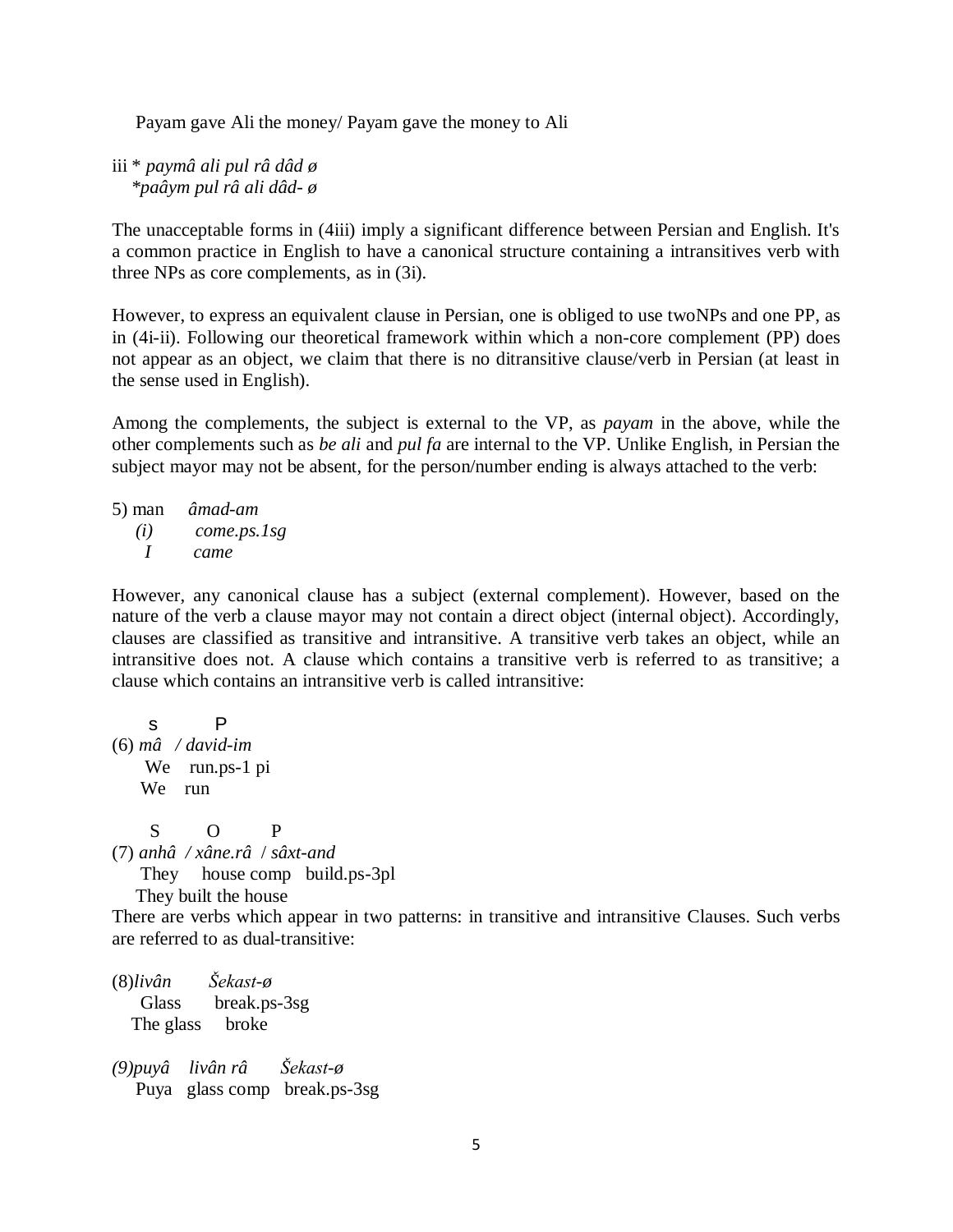Payam gave Ali the money/ Payam gave the money to Ali

iii * *paymâ ali pul râ dâd ø*
   **paâym pul râ ali dâd- ø*

The unacceptable forms in (4iii) imply a significant difference between Persian and English. It's a common practice in English to have a canonical structure containing a intransitives verb with three NPs as core complements, as in (3i).

However, to express an equivalent clause in Persian, one is obliged to use twoNPs and one PP, as in (4i-ii). Following our theoretical framework within which a non-core complement (PP) does not appear as an object, we claim that there is no ditransitive clause/verb in Persian (at least in the sense used in English).

Among the complements, the subject is external to the VP, as *payam* in the above, while the other complements such as *be ali* and *pul fa* are internal to the VP. Unlike English, in Persian the subject mayor may not be absent, for the person/number ending is always attached to the verb:

5) man   *âmad-am*
   *(i)*   *come.ps.1sg*
   *I*   *came*

However, any canonical clause has a subject (external complement). However, based on the nature of the verb a clause mayor may not contain a direct object (internal object). Accordingly, clauses are classified as transitive and intransitive. A transitive verb takes an object, while an intransitive does not. A clause which contains a transitive verb is referred to as transitive; a clause which contains an intransitive verb is called intransitive:

   s   P
(6) *mâ  / david-im*
   We   run.ps-1 pi
   We   run

   S   O   P
(7) *anhâ  / xâne.râ*  / *sâxt-and*
   They   house comp   build.ps-3pl
   They built the house

There are verbs which appear in two patterns: in transitive and intransitive Clauses. Such verbs are referred to as dual-transitive:

(8)*livân   Šekast-ø*
   Glass   break.ps-3sg
   The glass   broke

*(9)puyâ   livân râ   Šekast-ø*
   Puya   glass comp   break.ps-3sg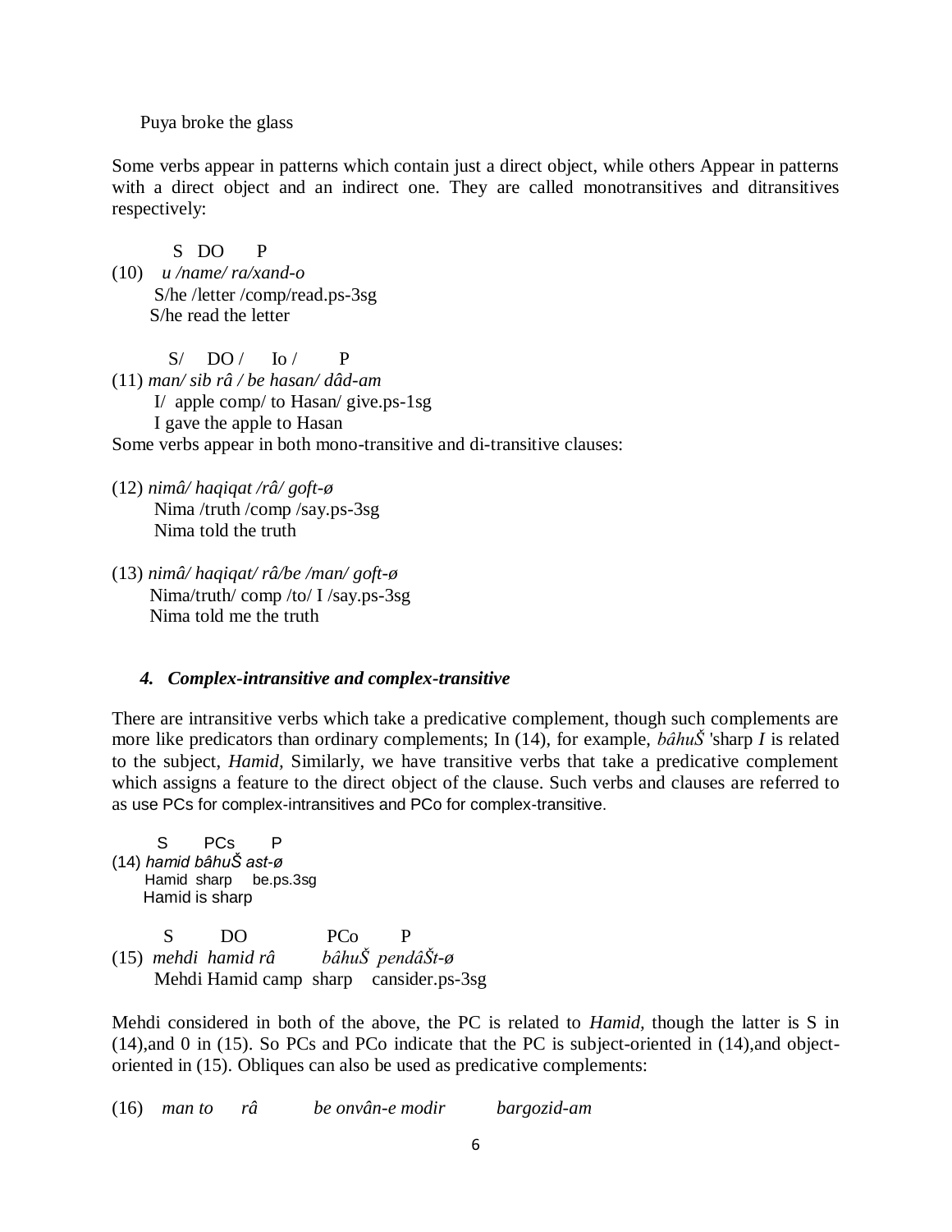Puya broke the glass

Some verbs appear in patterns which contain just a direct object, while others Appear in patterns with a direct object and an indirect one. They are called monotransitives and ditransitives respectively:

S DO P

(10) *u /name/ ra/xand-o*

S/he /letter /comp/read.ps-3sg

S/he read the letter

S/ DO / Io / P

(11) *man/ sib râ / be hasan/ dâd-am*

I/ apple comp/ to Hasan/ give.ps-1sg

I gave the apple to Hasan

Some verbs appear in both mono-transitive and di-transitive clauses:

(12) *nimâ/ haqiqat /râ/ goft-ø*

Nima /truth /comp /say.ps-3sg

Nima told the truth

(13) *nimâ/ haqiqat/ râ/be /man/ goft-ø*

Nima/truth/ comp /to/ I /say.ps-3sg

Nima told me the truth

### *4. Complex-intransitive and complex-transitive*

There are intransitive verbs which take a predicative complement, though such complements are more like predicators than ordinary complements; In (14), for example, *bâhuŠ* 'sharp *I* is related to the subject, *Hamid*, Similarly, we have transitive verbs that take a predicative complement which assigns a feature to the direct object of the clause. Such verbs and clauses are referred to as use PCs for complex-intransitives and PCo for complex-transitive.

S PCs P

(14) *hamid bâhuŠ ast-ø*

Hamid sharp be.ps.3sg

Hamid is sharp

S DO PCo P

(15) *mehdi hamid râ bâhuŠ pendâŠt-ø*

Mehdi Hamid camp sharp cansider.ps-3sg

Mehdi considered in both of the above, the PC is related to *Hamid*, though the latter is S in (14),and 0 in (15). So PCs and PCo indicate that the PC is subject-oriented in (14),and object-oriented in (15). Obliques can also be used as predicative complements:

(16) *man to râ be onvân-e modir bargozid-am*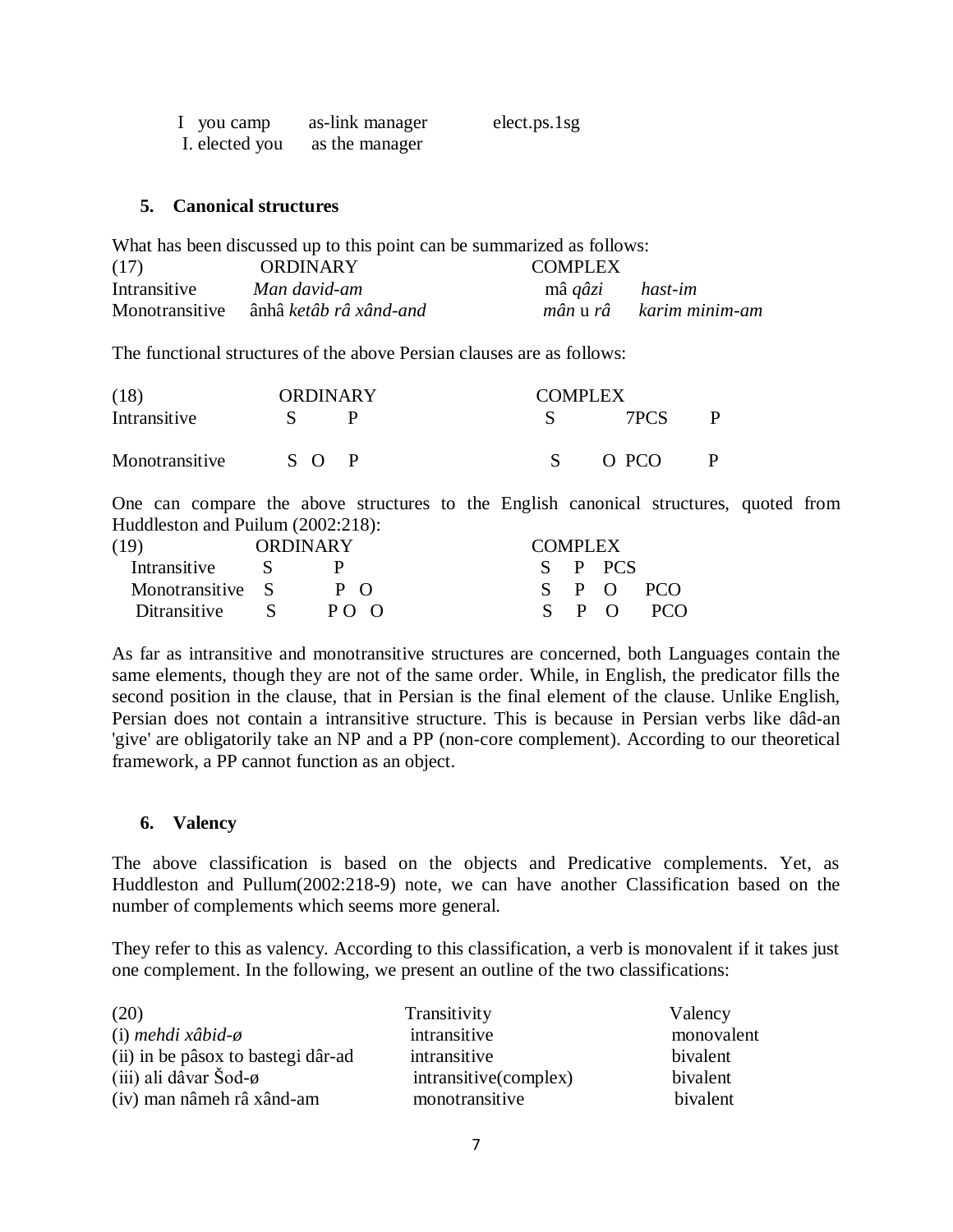I you camp as-link manager elect.ps.1sg
I. elected you as the manager

## 5. Canonical structures

What has been discussed up to this point can be summarized as follows:

| (17) | ORDINARY | COMPLEX |
|---|---|---|
| Intransitive | *Man david-am* | mâ *qâzi hast-im* |
| Monotransitive | ânhâ *ketâb râ xând-and* | *mân* u *râ karim minim-am* |

The functional structures of the above Persian clauses are as follows:

| (18) | ORDINARY | COMPLEX |
|---|---|---|
| Intransitive | S P | S 7PCS P |
| Monotransitive | S O P | S O PCO P |

One can compare the above structures to the English canonical structures, quoted from Huddleston and Puilum (2002:218):

| (19) | ORDINARY | COMPLEX |
|---|---|---|
| Intransitive | S P | S P PCS |
| Monotransitive | S P O | S P O PCO |
| Ditransitive | S P O O | S P O PCO |

As far as intransitive and monotransitive structures are concerned, both Languages contain the same elements, though they are not of the same order. While, in English, the predicator fills the second position in the clause, that in Persian is the final element of the clause. Unlike English, Persian does not contain a intransitive structure. This is because in Persian verbs like dâd-an 'give' are obligatorily take an NP and a PP (non-core complement). According to our theoretical framework, a PP cannot function as an object.

## 6. Valency

The above classification is based on the objects and Predicative complements. Yet, as Huddleston and Pullum(2002:218-9) note, we can have another Classification based on the number of complements which seems more general.

They refer to this as valency. According to this classification, a verb is monovalent if it takes just one complement. In the following, we present an outline of the two classifications:

| (20) | Transitivity | Valency |
|---|---|---|
| (i) *mehdi xâbid-ø* | intransitive | monovalent |
| (ii) in be pâsox to bastegi dâr-ad | intransitive | bivalent |
| (iii) ali dâvar Šod-ø | intransitive(complex) | bivalent |
| (iv) man nâmeh râ xând-am | monotransitive | bivalent |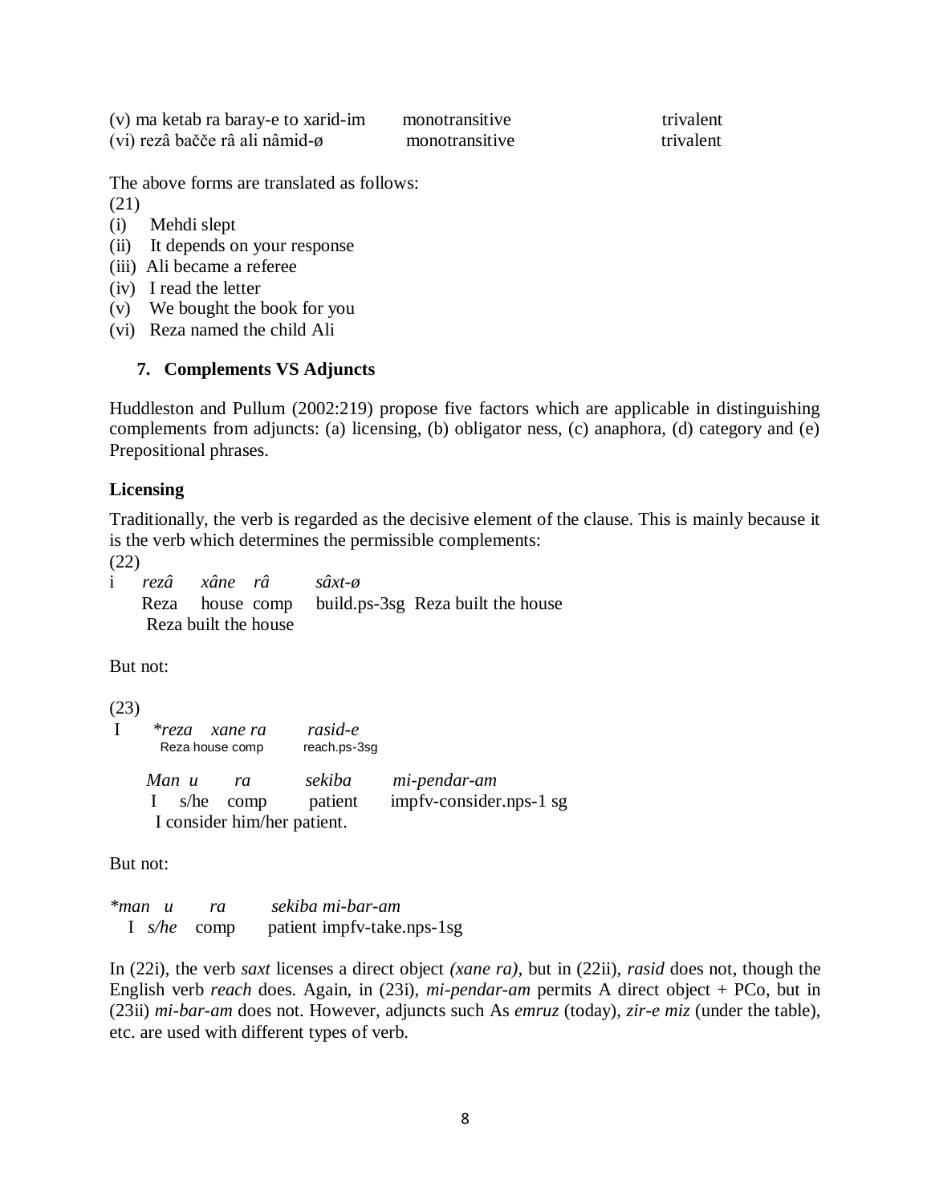| | | |
|---|---|---|
| (v) ma ketab ra baray-e to xarid-im | monotransitive | trivalent |
| (vi) rezâ bačče râ ali nâmid-ø | monotransitive | trivalent |

The above forms are translated as follows:

(21)

(i) Mehdi slept

(ii) It depends on your response

(iii) Ali became a referee

(iv) I read the letter

(v) We bought the book for you

(vi) Reza named the child Ali

## 7. Complements VS Adjuncts

Huddleston and Pullum (2002:219) propose five factors which are applicable in distinguishing complements from adjuncts: (a) licensing, (b) obligator ness, (c) anaphora, (d) category and (e) Prepositional phrases.

### Licensing

Traditionally, the verb is regarded as the decisive element of the clause. This is mainly because it is the verb which determines the permissible complements:

(22)

i *rezâ xâne râ sâxt-ø*
Reza house comp build.ps-3sg Reza built the house
Reza built the house

But not:

(23)

I *\*reza xane ra rasid-e*
Reza house comp reach.ps-3sg

*Man u ra sekiba mi-pendar-am*
I s/he comp patient impfv-consider.nps-1 sg
I consider him/her patient.

But not:

*\*man u ra sekiba mi-bar-am*
I *s/he* comp patient impfv-take.nps-1sg

In (22i), the verb *saxt* licenses a direct object *(xane ra)*, but in (22ii), *rasid* does not, though the English verb *reach* does. Again, in (23i), *mi-pendar-am* permits A direct object + PCo, but in (23ii) *mi-bar-am* does not. However, adjuncts such As *emruz* (today), *zir-e miz* (under the table), etc. are used with different types of verb.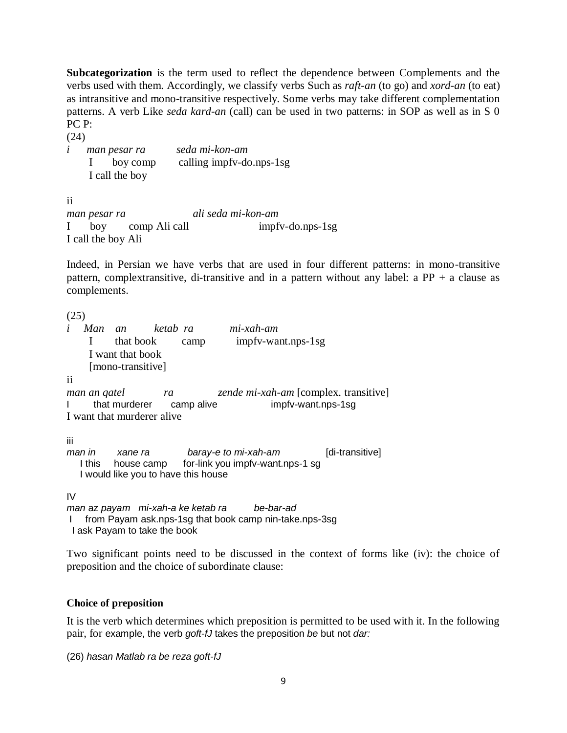**Subcategorization** is the term used to reflect the dependence between Complements and the verbs used with them. Accordingly, we classify verbs Such as *raft-an* (to go) and *xord-an* (to eat) as intransitive and mono-transitive respectively. Some verbs may take different complementation patterns. A verb Like *seda kard-an* (call) can be used in two patterns: in SOP as well as in S 0 PC P:

(24)

*i man pesar ra seda mi-kon-am*
I boy comp calling impfv-do.nps-1sg
I call the boy

ii

*man pesar ra ali seda mi-kon-am*
I boy comp Ali call impfv-do.nps-1sg
I call the boy Ali

Indeed, in Persian we have verbs that are used in four different patterns: in mono-transitive pattern, complextransitive, di-transitive and in a pattern without any label: a PP + a clause as complements.

(25)

*i Man an ketab ra mi-xah-am*
I that book camp impfv-want.nps-1sg
I want that book
[mono-transitive]

ii

*man an qatel ra zende mi-xah-am* [complex. transitive]
I that murderer camp alive impfv-want.nps-1sg
I want that murderer alive

iii

*man in xane ra baray-e to mi-xah-am* [di-transitive]
I this house camp for-link you impfv-want.nps-1 sg
I would like you to have this house

IV

*man* az *payam mi-xah-a ke ketab ra be-bar-ad*
I from Payam ask.nps-1sg that book camp nin-take.nps-3sg
I ask Payam to take the book

Two significant points need to be discussed in the context of forms like (iv): the choice of preposition and the choice of subordinate clause:

### Choice of preposition

It is the verb which determines which preposition is permitted to be used with it. In the following pair, for example, the verb *goft-fJ* takes the preposition *be* but not *dar:*

(26) *hasan Matlab ra be reza goft-fJ*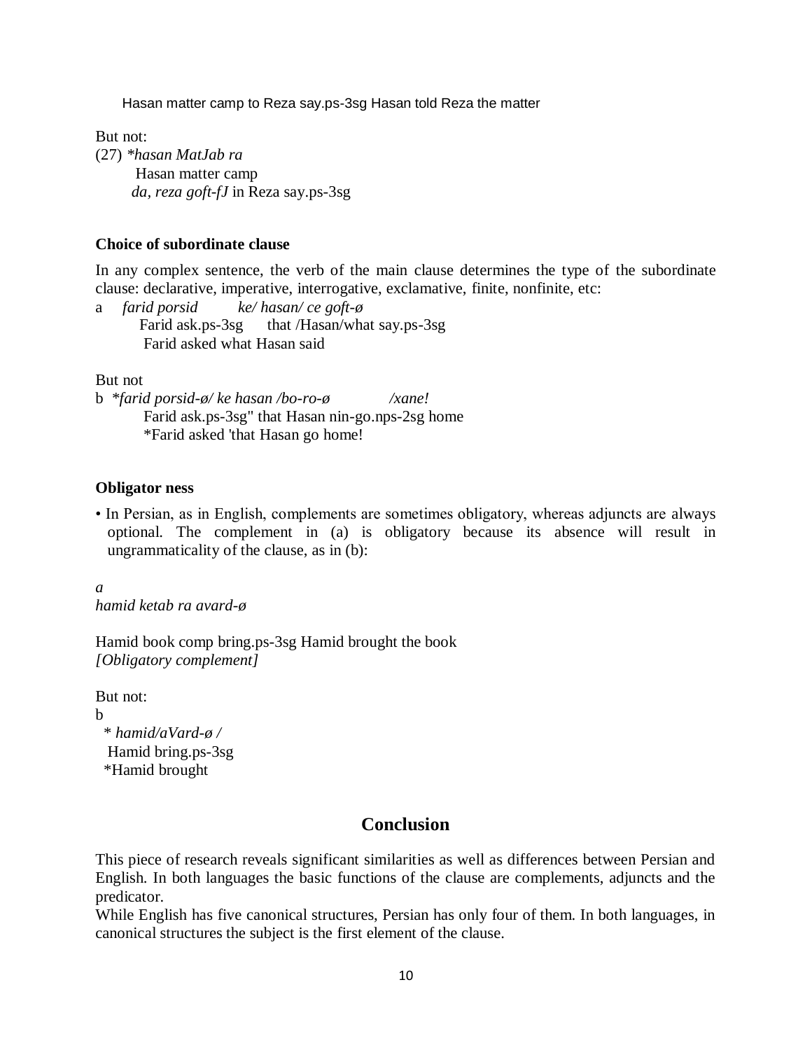Hasan matter camp to Reza say.ps-3sg Hasan told Reza the matter

But not:

(27) **hasan MatJab ra*

Hasan matter camp

*da, reza goft-fJ* in Reza say.ps-3sg

**Choice of subordinate clause**

In any complex sentence, the verb of the main clause determines the type of the subordinate clause: declarative, imperative, interrogative, exclamative, finite, nonfinite, etc:

a *farid porsid ke/ hasan/ ce goft-ø*

Farid ask.ps-3sg that /Hasan/what say.ps-3sg

Farid asked what Hasan said

But not

b **farid porsid-ø/ ke hasan /bo-ro-ø /xane!*

Farid ask.ps-3sg" that Hasan nin-go.nps-2sg home

*Farid asked 'that Hasan go home!

**Obligator ness**

- In Persian, as in English, complements are sometimes obligatory, whereas adjuncts are always optional. The complement in (a) is obligatory because its absence will result in ungrammaticality of the clause, as in (b):

*a*

*hamid ketab ra avard-ø*

Hamid book comp bring.ps-3sg Hamid brought the book

*[Obligatory complement]*

But not:

b

* *hamid/aVard-ø /*

Hamid bring.ps-3sg

*Hamid brought

## Conclusion

This piece of research reveals significant similarities as well as differences between Persian and English. In both languages the basic functions of the clause are complements, adjuncts and the predicator.

While English has five canonical structures, Persian has only four of them. In both languages, in canonical structures the subject is the first element of the clause.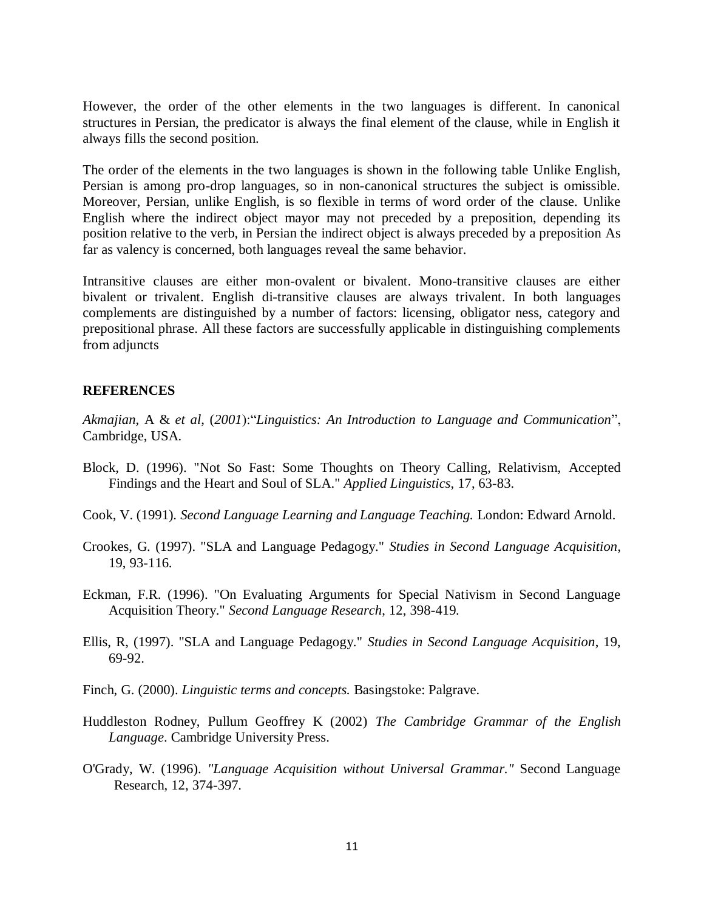However, the order of the other elements in the two languages is different. In canonical structures in Persian, the predicator is always the final element of the clause, while in English it always fills the second position.

The order of the elements in the two languages is shown in the following table Unlike English, Persian is among pro-drop languages, so in non-canonical structures the subject is omissible. Moreover, Persian, unlike English, is so flexible in terms of word order of the clause. Unlike English where the indirect object mayor may not preceded by a preposition, depending its position relative to the verb, in Persian the indirect object is always preceded by a preposition As far as valency is concerned, both languages reveal the same behavior.

Intransitive clauses are either mon-ovalent or bivalent. Mono-transitive clauses are either bivalent or trivalent. English di-transitive clauses are always trivalent. In both languages complements are distinguished by a number of factors: licensing, obligator ness, category and prepositional phrase. All these factors are successfully applicable in distinguishing complements from adjuncts

**REFERENCES**

*Akmajian*, A & *et al*, (*2001*):"*Linguistics: An Introduction to Language and Communication*", Cambridge, USA.

Block, D. (1996). "Not So Fast: Some Thoughts on Theory Calling, Relativism, Accepted Findings and the Heart and Soul of SLA." *Applied Linguistics*, 17, 63-83.

Cook, V. (1991). *Second Language Learning and Language Teaching.* London: Edward Arnold.

Crookes, G. (1997). "SLA and Language Pedagogy." *Studies in Second Language Acquisition*, 19, 93-116.

Eckman, F.R. (1996). "On Evaluating Arguments for Special Nativism in Second Language Acquisition Theory." *Second Language Research*, 12, 398-419.

Ellis, R, (1997). "SLA and Language Pedagogy." *Studies in Second Language Acquisition*, 19, 69-92.

Finch, G. (2000). *Linguistic terms and concepts.* Basingstoke: Palgrave.

Huddleston Rodney, Pullum Geoffrey K (2002) *The Cambridge Grammar of the English Language*. Cambridge University Press.

O'Grady, W. (1996). *"Language Acquisition without Universal Grammar."* Second Language Research, 12, 374-397.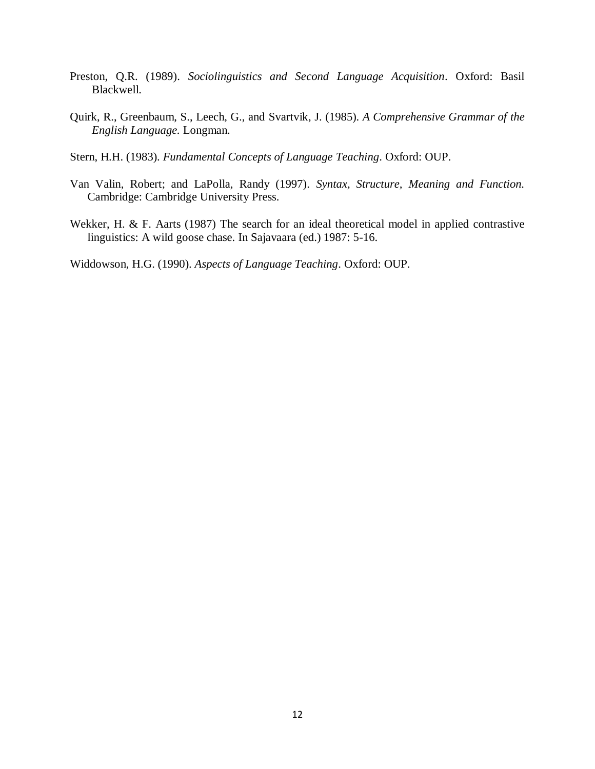Preston, Q.R. (1989). *Sociolinguistics and Second Language Acquisition*. Oxford: Basil Blackwell.

Quirk, R., Greenbaum, S., Leech, G., and Svartvik, J. (1985). *A Comprehensive Grammar of the English Language.* Longman.

Stern, H.H. (1983). *Fundamental Concepts of Language Teaching*. Oxford: OUP.

Van Valin, Robert; and LaPolla, Randy (1997). *Syntax, Structure, Meaning and Function.* Cambridge: Cambridge University Press.

Wekker, H. & F. Aarts (1987) The search for an ideal theoretical model in applied contrastive linguistics: A wild goose chase. In Sajavaara (ed.) 1987: 5-16.

Widdowson, H.G. (1990). *Aspects of Language Teaching*. Oxford: OUP.